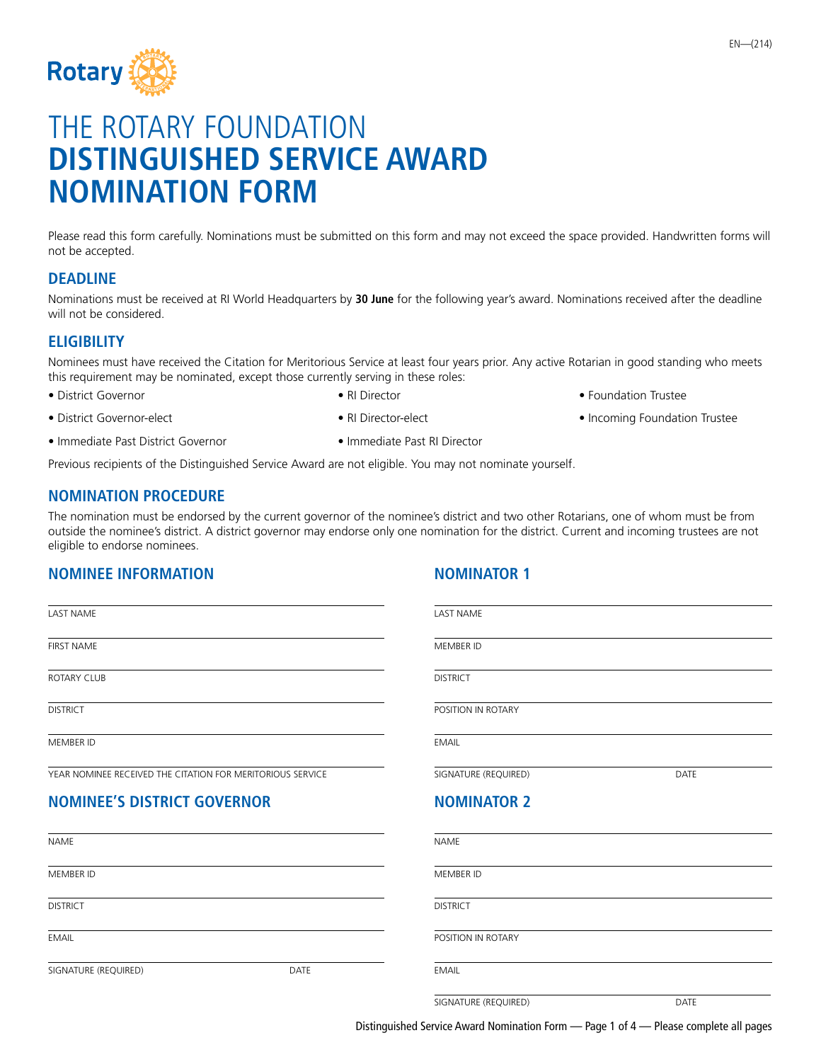EN—(214)

# THE ROTARY FOUNDATION
# DISTINGUISHED SERVICE AWARD NOMINATION FORM

Please read this form carefully. Nominations must be submitted on this form and may not exceed the space provided. Handwritten forms will not be accepted.

## DEADLINE

Nominations must be received at RI World Headquarters by **30 June** for the following year's award. Nominations received after the deadline will not be considered.

## ELIGIBILITY

Nominees must have received the Citation for Meritorious Service at least four years prior. Any active Rotarian in good standing who meets this requirement may be nominated, except those currently serving in these roles:

- District Governor
- District Governor-elect
- Immediate Past District Governor
- RI Director
- RI Director-elect
- Immediate Past RI Director
- Foundation Trustee
- Incoming Foundation Trustee

Previous recipients of the Distinguished Service Award are not eligible. You may not nominate yourself.

## NOMINATION PROCEDURE

The nomination must be endorsed by the current governor of the nominee's district and two other Rotarians, one of whom must be from outside the nominee's district. A district governor may endorse only one nomination for the district. Current and incoming trustees are not eligible to endorse nominees.

## NOMINEE INFORMATION

LAST NAME

FIRST NAME

ROTARY CLUB

DISTRICT

MEMBER ID

YEAR NOMINEE RECEIVED THE CITATION FOR MERITORIOUS SERVICE

## NOMINEE'S DISTRICT GOVERNOR

NAME

MEMBER ID

DISTRICT

EMAIL

SIGNATURE (REQUIRED) DATE

## NOMINATOR 1

LAST NAME

MEMBER ID

DISTRICT

POSITION IN ROTARY

EMAIL

SIGNATURE (REQUIRED) DATE

## NOMINATOR 2

NAME

MEMBER ID

DISTRICT

POSITION IN ROTARY

EMAIL

SIGNATURE (REQUIRED) DATE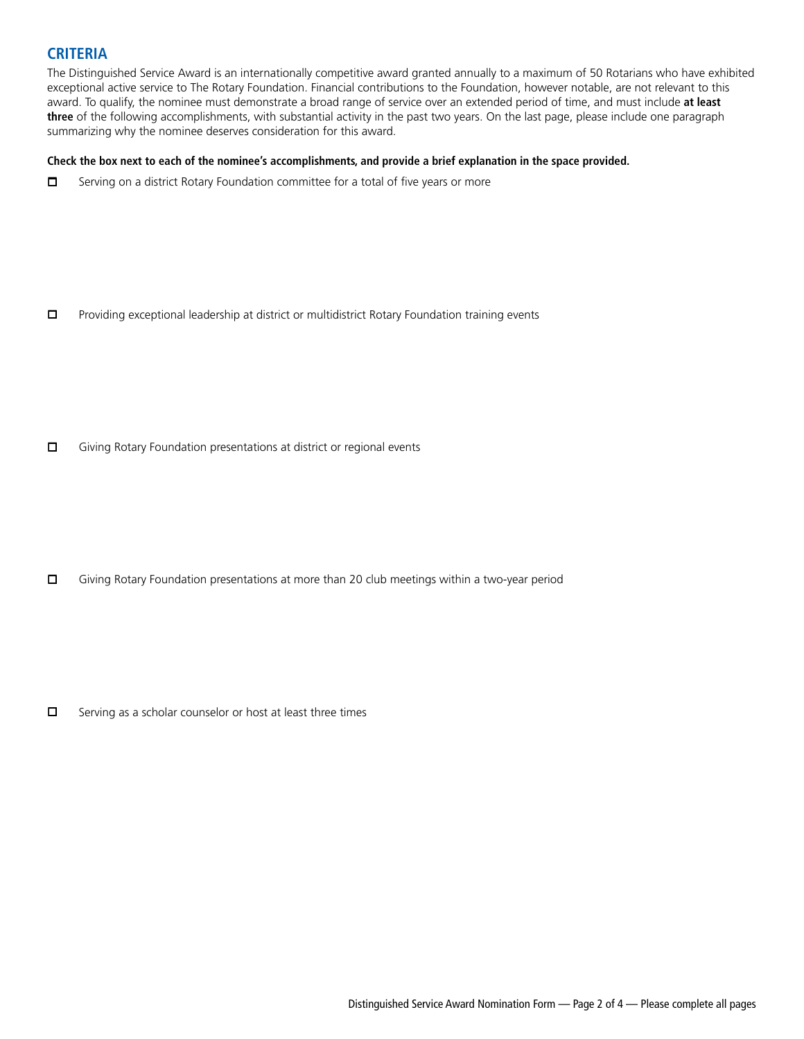## CRITERIA

The Distinguished Service Award is an internationally competitive award granted annually to a maximum of 50 Rotarians who have exhibited exceptional active service to The Rotary Foundation. Financial contributions to the Foundation, however notable, are not relevant to this award. To qualify, the nominee must demonstrate a broad range of service over an extended period of time, and must include **at least three** of the following accomplishments, with substantial activity in the past two years. On the last page, please include one paragraph summarizing why the nominee deserves consideration for this award.

**Check the box next to each of the nominee's accomplishments, and provide a brief explanation in the space provided.**

☐ Serving on a district Rotary Foundation committee for a total of five years or more

☐ Providing exceptional leadership at district or multidistrict Rotary Foundation training events

☐ Giving Rotary Foundation presentations at district or regional events

☐ Giving Rotary Foundation presentations at more than 20 club meetings within a two-year period

☐ Serving as a scholar counselor or host at least three times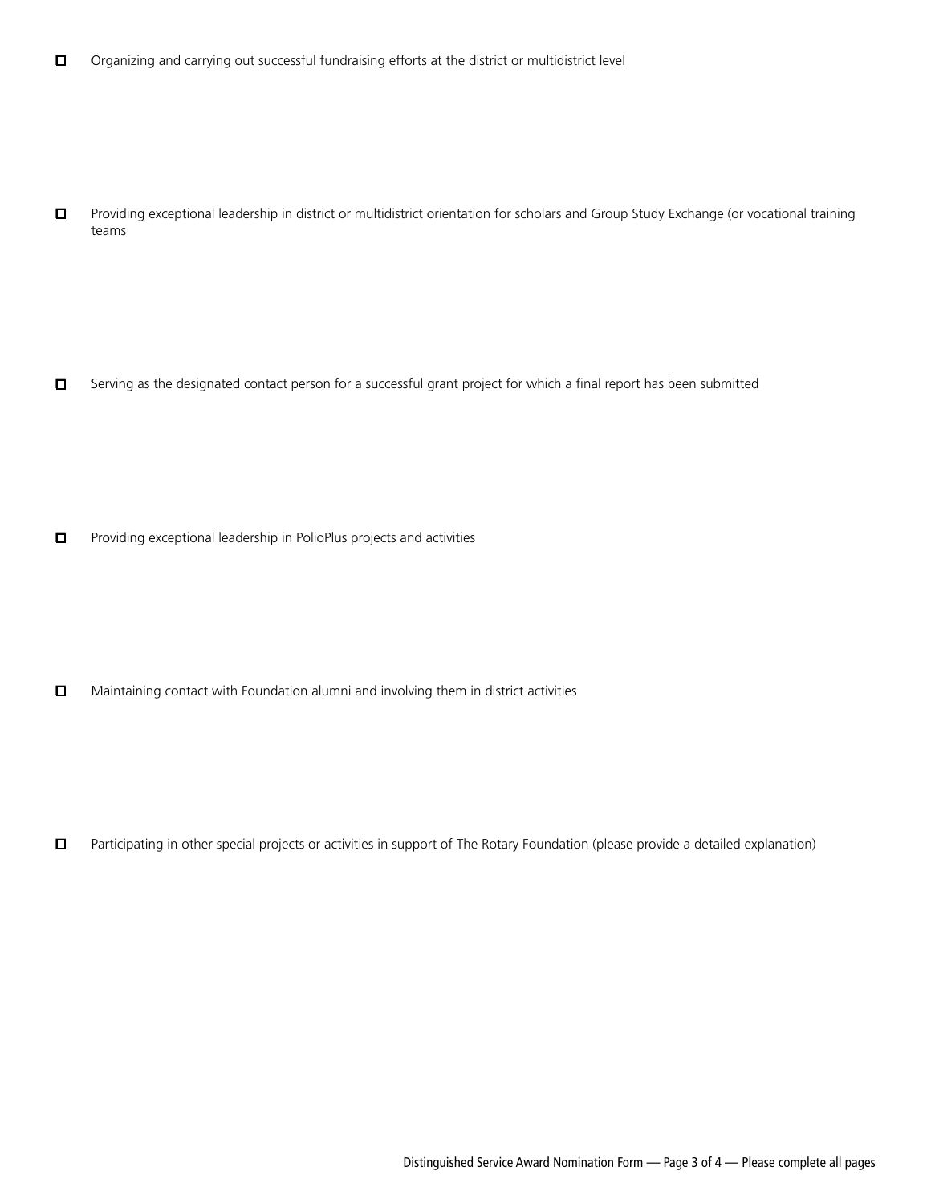- [ ] Organizing and carrying out successful fundraising efforts at the district or multidistrict level

- [ ] Providing exceptional leadership in district or multidistrict orientation for scholars and Group Study Exchange (or vocational training teams

- [ ] Serving as the designated contact person for a successful grant project for which a final report has been submitted

- [ ] Providing exceptional leadership in PolioPlus projects and activities

- [ ] Maintaining contact with Foundation alumni and involving them in district activities

- [ ] Participating in other special projects or activities in support of The Rotary Foundation (please provide a detailed explanation)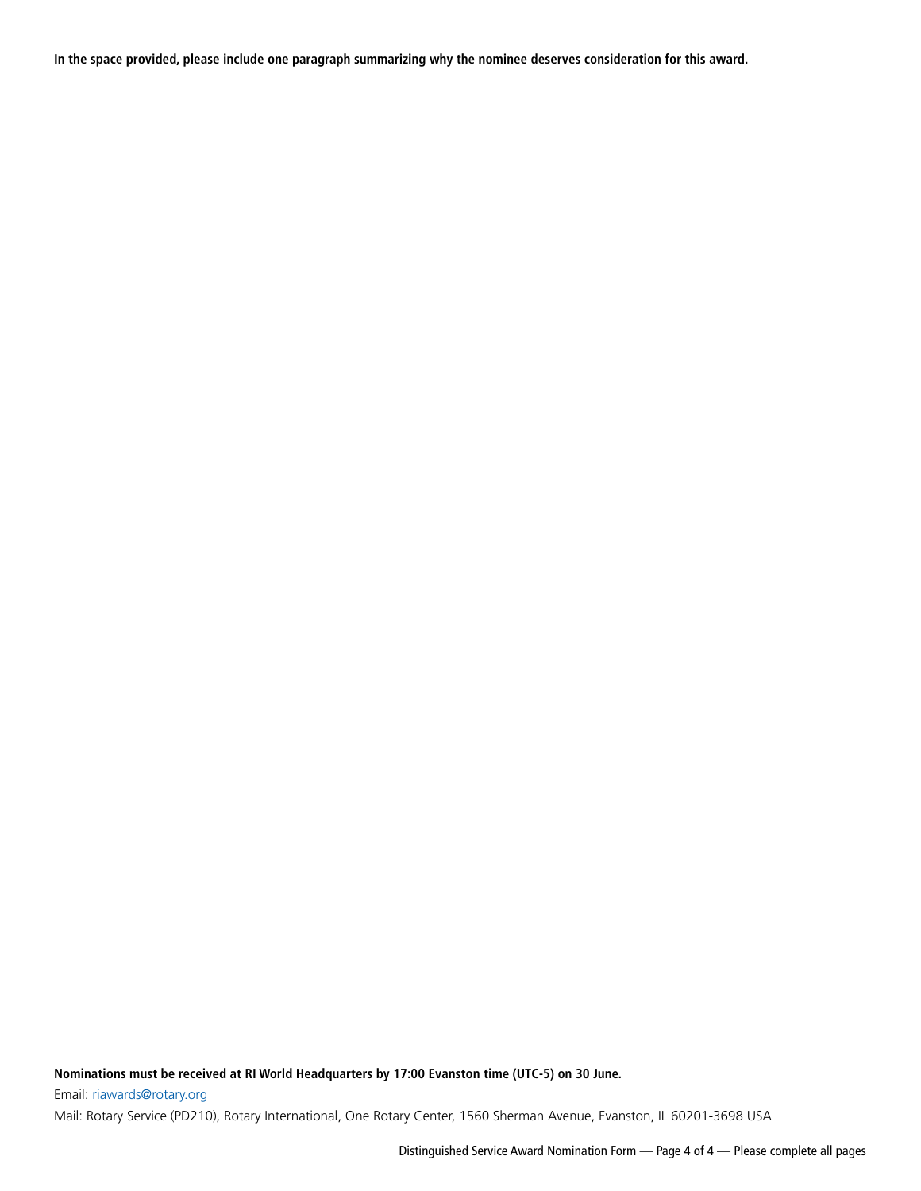**In the space provided, please include one paragraph summarizing why the nominee deserves consideration for this award.**

**Nominations must be received at RI World Headquarters by 17:00 Evanston time (UTC-5) on 30 June.**

Email: riawards@rotary.org

Mail: Rotary Service (PD210), Rotary International, One Rotary Center, 1560 Sherman Avenue, Evanston, IL 60201-3698 USA